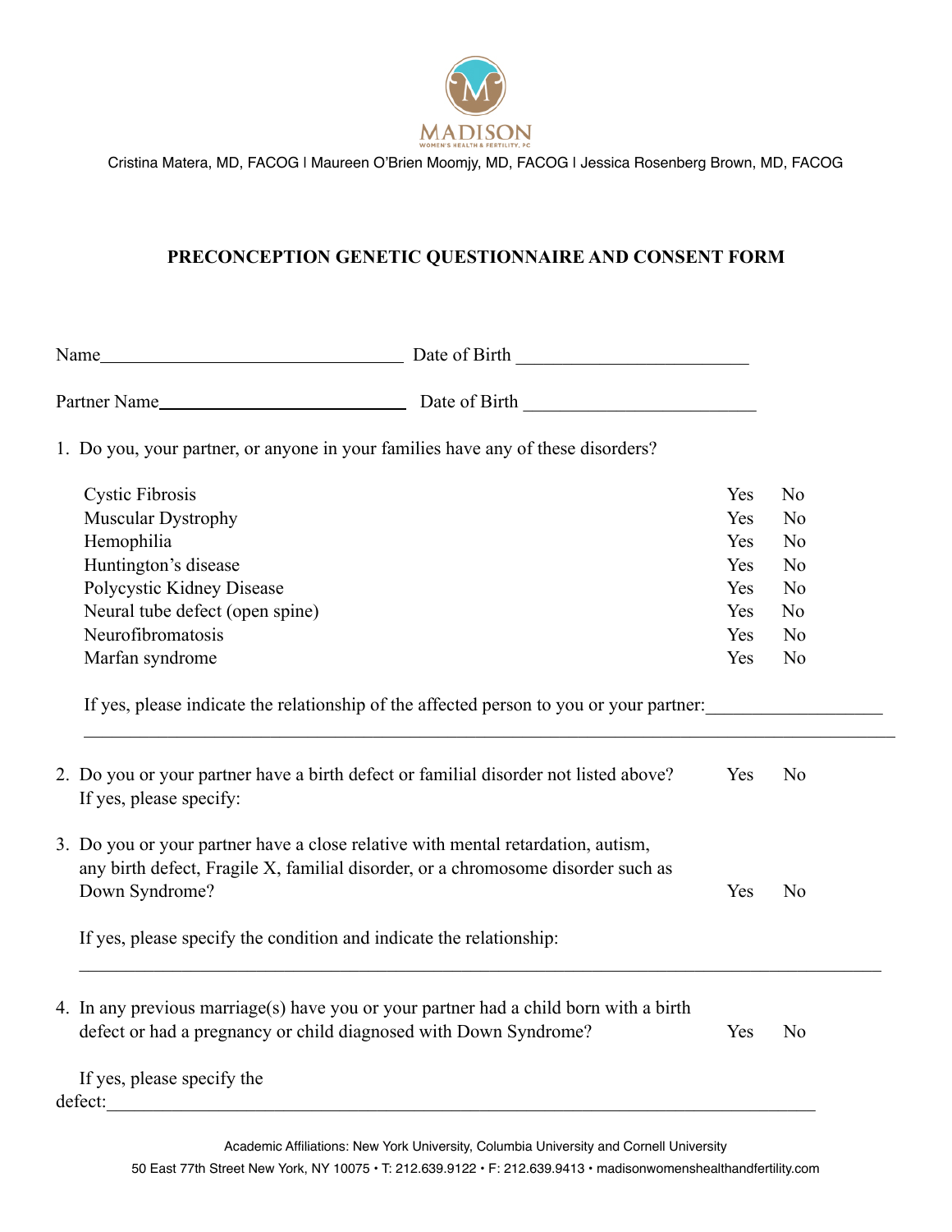MADISON
WOMEN'S HEALTH & FERTILITY, PC

Cristina Matera, MD, FACOG | Maureen O'Brien Moomjy, MD, FACOG | Jessica Rosenberg Brown, MD, FACOG

# PRECONCEPTION GENETIC QUESTIONNAIRE AND CONSENT FORM

Name_________________________________ Date of Birth _________________________

Partner Name____________________________ Date of Birth _________________________

1. Do you, your partner, or anyone in your families have any of these disorders?

| | | |
|---|---|---|
| Cystic Fibrosis | Yes | No |
| Muscular Dystrophy | Yes | No |
| Hemophilia | Yes | No |
| Huntington's disease | Yes | No |
| Polycystic Kidney Disease | Yes | No |
| Neural tube defect (open spine) | Yes | No |
| Neurofibromatosis | Yes | No |
| Marfan syndrome | Yes | No |

   If yes, please indicate the relationship of the affected person to you or your partner:___________________

   _____________________________________________________________________________________

2. Do you or your partner have a birth defect or familial disorder not listed above? Yes No
   If yes, please specify:

3. Do you or your partner have a close relative with mental retardation, autism, any birth defect, Fragile X, familial disorder, or a chromosome disorder such as Down Syndrome? Yes No

   If yes, please specify the condition and indicate the relationship:

   _____________________________________________________________________________________

4. In any previous marriage(s) have you or your partner had a child born with a birth defect or had a pregnancy or child diagnosed with Down Syndrome? Yes No

   If yes, please specify the defect:_____________________________________________________________________________

Academic Affiliations: New York University, Columbia University and Cornell University

50 East 77th Street New York, NY 10075 • T: 212.639.9122 • F: 212.639.9413 • madisonwomenshealthandfertility.com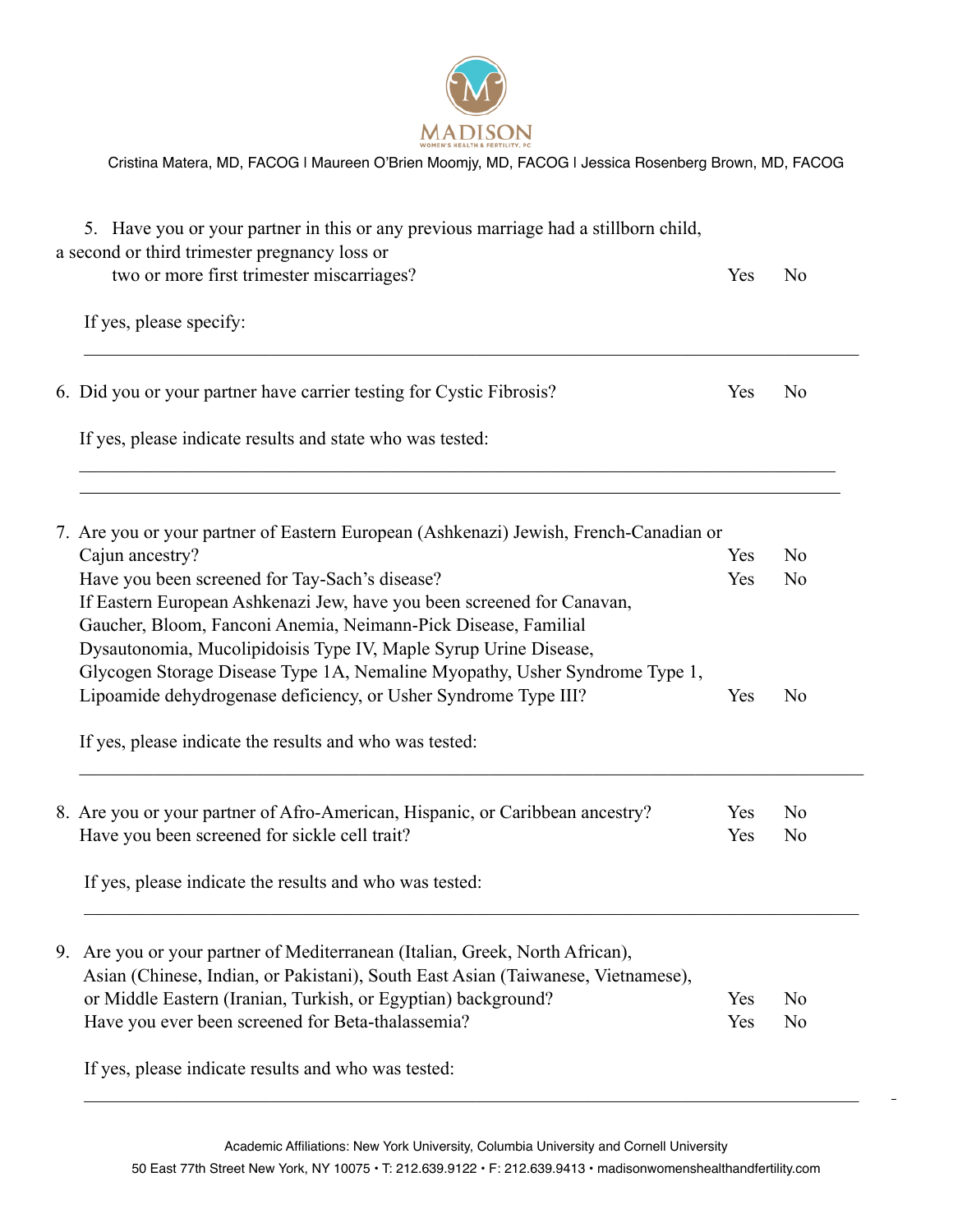5. Have you or your partner in this or any previous marriage had a stillborn child, a second or third trimester pregnancy loss or two or more first trimester miscarriages? Yes No

   If yes, please specify:

   ______________________________________________________________________________

6. Did you or your partner have carrier testing for Cystic Fibrosis? Yes No

   If yes, please indicate results and state who was tested:

   ______________________________________________________________________________

   ______________________________________________________________________________

7. Are you or your partner of Eastern European (Ashkenazi) Jewish, French-Canadian or Cajun ancestry? Yes No

   Have you been screened for Tay-Sach's disease? Yes No

   If Eastern European Ashkenazi Jew, have you been screened for Canavan, Gaucher, Bloom, Fanconi Anemia, Neimann-Pick Disease, Familial Dysautonomia, Mucolipidoisis Type IV, Maple Syrup Urine Disease, Glycogen Storage Disease Type 1A, Nemaline Myopathy, Usher Syndrome Type 1, Lipoamide dehydrogenase deficiency, or Usher Syndrome Type III? Yes No

   If yes, please indicate the results and who was tested:

   ______________________________________________________________________________

8. Are you or your partner of Afro-American, Hispanic, or Caribbean ancestry? Yes No

   Have you been screened for sickle cell trait? Yes No

   If yes, please indicate the results and who was tested:

   ______________________________________________________________________________

9. Are you or your partner of Mediterranean (Italian, Greek, North African), Asian (Chinese, Indian, or Pakistani), South East Asian (Taiwanese, Vietnamese), or Middle Eastern (Iranian, Turkish, or Egyptian) background? Yes No

   Have you ever been screened for Beta-thalassemia? Yes No

   If yes, please indicate results and who was tested:

   ______________________________________________________________________________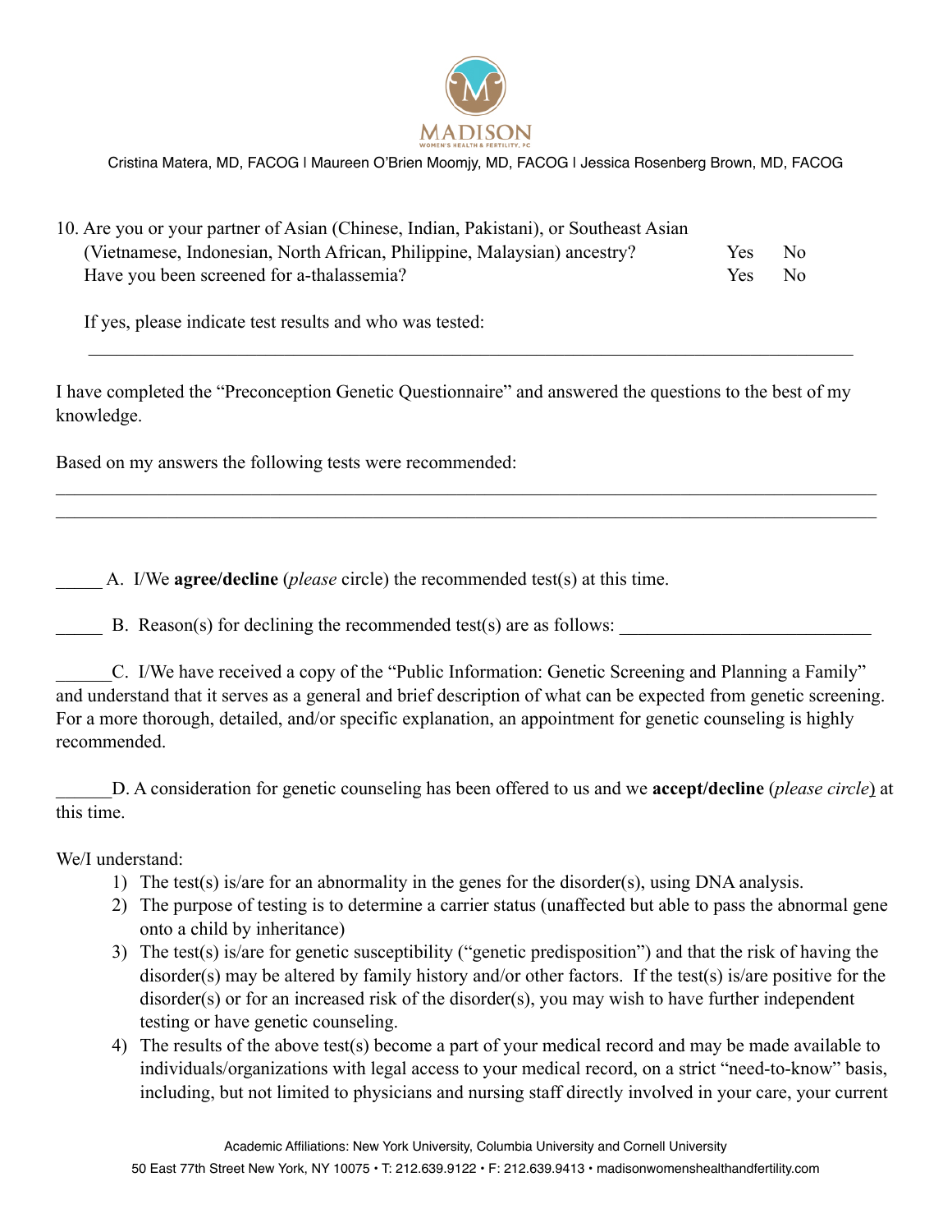10. Are you or your partner of Asian (Chinese, Indian, Pakistani), or Southeast Asian (Vietnamese, Indonesian, North African, Philippine, Malaysian) ancestry? Yes No
    Have you been screened for a-thalassemia? Yes No

    If yes, please indicate test results and who was tested:

    ______________________________________________________________________________

I have completed the "Preconception Genetic Questionnaire" and answered the questions to the best of my knowledge.

Based on my answers the following tests were recommended:

______________________________________________________________________________

______________________________________________________________________________

_____ A. I/We **agree/decline** (*please* circle) the recommended test(s) at this time.

_____ B. Reason(s) for declining the recommended test(s) are as follows: ___________________________

______C. I/We have received a copy of the "Public Information: Genetic Screening and Planning a Family" and understand that it serves as a general and brief description of what can be expected from genetic screening. For a more thorough, detailed, and/or specific explanation, an appointment for genetic counseling is highly recommended.

______D. A consideration for genetic counseling has been offered to us and we **accept/decline** (*please circle*) at this time.

We/I understand:

1) The test(s) is/are for an abnormality in the genes for the disorder(s), using DNA analysis.
2) The purpose of testing is to determine a carrier status (unaffected but able to pass the abnormal gene onto a child by inheritance)
3) The test(s) is/are for genetic susceptibility ("genetic predisposition") and that the risk of having the disorder(s) may be altered by family history and/or other factors. If the test(s) is/are positive for the disorder(s) or for an increased risk of the disorder(s), you may wish to have further independent testing or have genetic counseling.
4) The results of the above test(s) become a part of your medical record and may be made available to individuals/organizations with legal access to your medical record, on a strict "need-to-know" basis, including, but not limited to physicians and nursing staff directly involved in your care, your current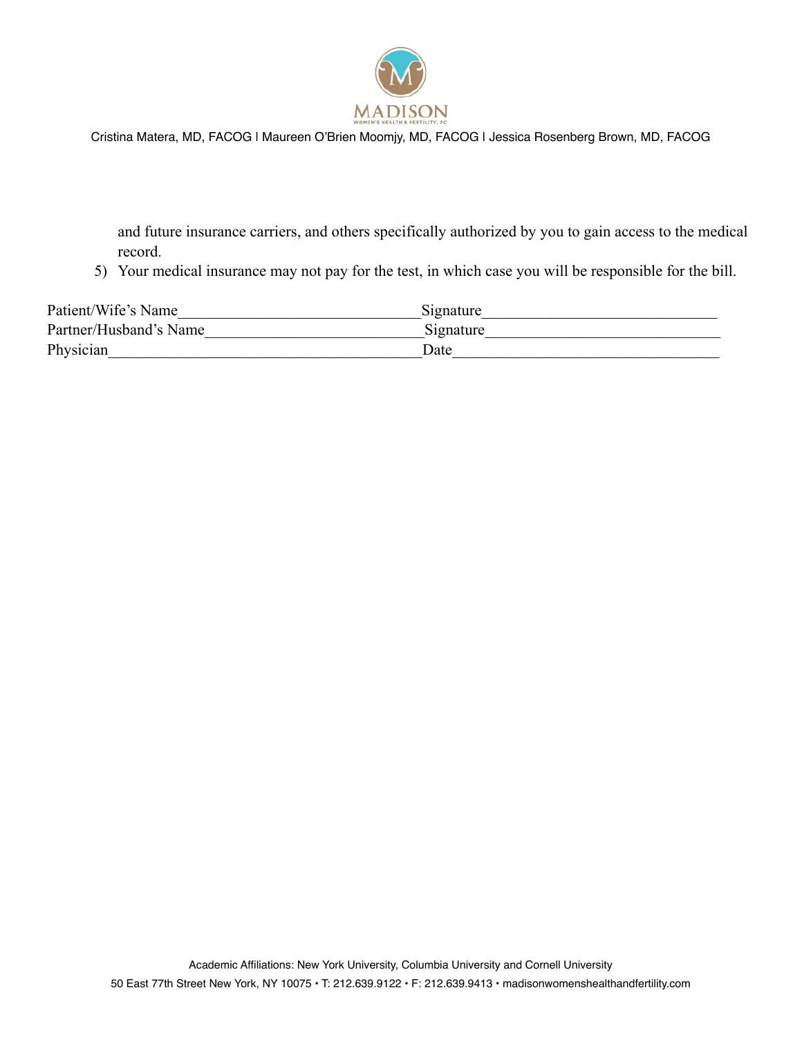and future insurance carriers, and others specifically authorized by you to gain access to the medical record.

5) Your medical insurance may not pay for the test, in which case you will be responsible for the bill.

Patient/Wife's Name______________________________ Signature______________________________

Partner/Husband's Name___________________________ Signature______________________________

Physician_______________________________________ Date_________________________________